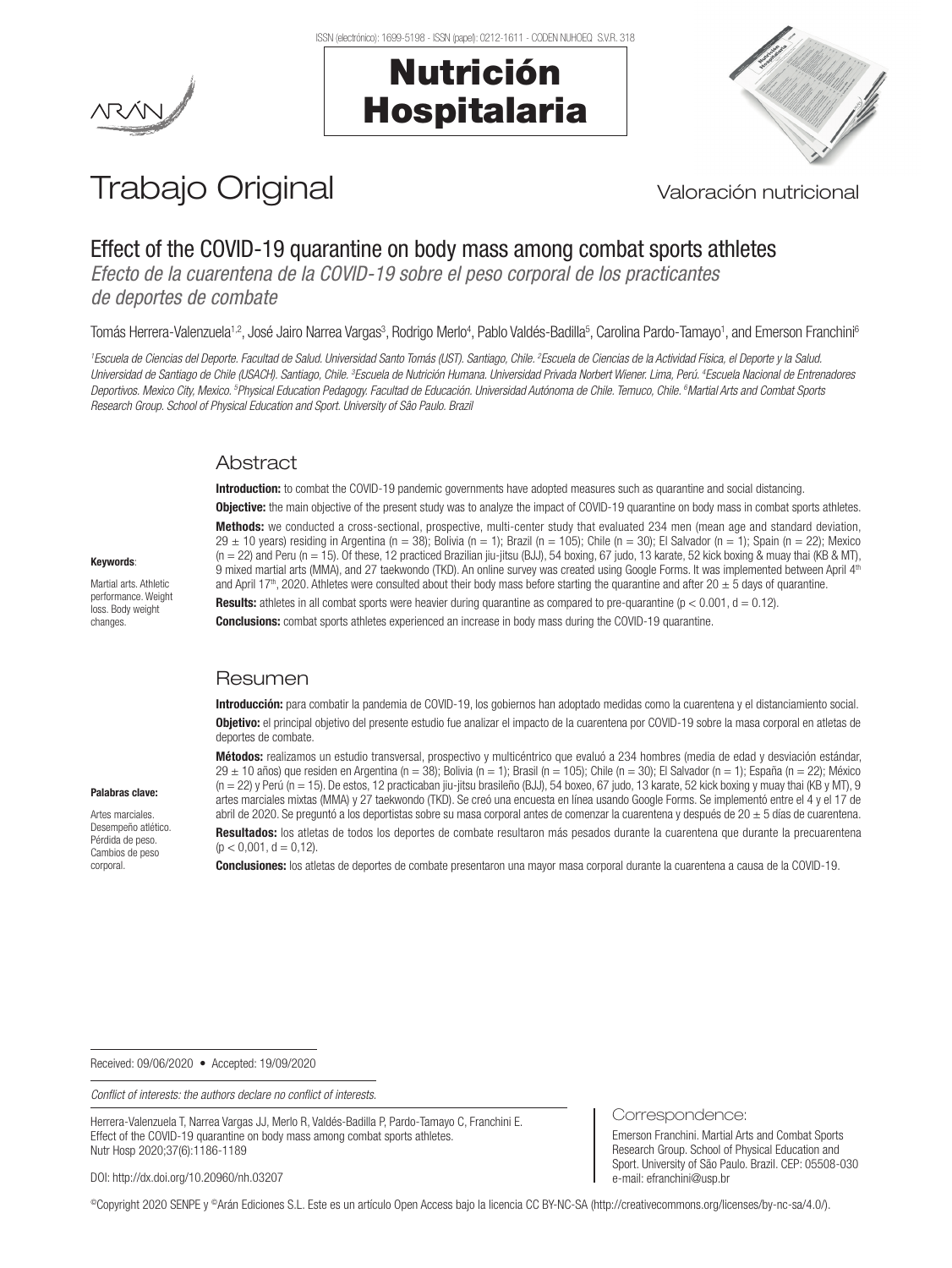Trabajo Original

Valoración nutricional

# Effect of the COVID-19 quarantine on body mass among combat sports athletes

*Efecto de la cuarentena de la COVID-19 sobre el peso corporal de los practicantes de deportes de combate*

Tomás Herrera-Valenzuela[1,2], José Jairo Narrea Vargas[3], Rodrigo Merlo[4], Pablo Valdés-Badilla[5], Carolina Pardo-Tamayo[1], and Emerson Franchini[6]

*[1]Escuela de Ciencias del Deporte. Facultad de Salud. Universidad Santo Tomás (UST). Santiago, Chile. [2]Escuela de Ciencias de la Actividad Física, el Deporte y la Salud. Universidad de Santiago de Chile (USACH). Santiago, Chile. [3]Escuela de Nutrición Humana. Universidad Privada Norbert Wiener. Lima, Perú. [4]Escuela Nacional de Entrenadores Deportivos. Mexico City, Mexico. [5]Physical Education Pedagogy. Facultad de Educación. Universidad Autónoma de Chile. Temuco, Chile. [6]Martial Arts and Combat Sports Research Group. School of Physical Education and Sport. University of São Paulo. Brazil*

## Abstract

**Introduction:** to combat the COVID-19 pandemic governments have adopted measures such as quarantine and social distancing.

**Objective:** the main objective of the present study was to analyze the impact of COVID-19 quarantine on body mass in combat sports athletes.

**Methods:** we conducted a cross-sectional, prospective, multi-center study that evaluated 234 men (mean age and standard deviation, 29 ± 10 years) residing in Argentina (n = 38); Bolivia (n = 1); Brazil (n = 105); Chile (n = 30); El Salvador (n = 1); Spain (n = 22); Mexico (n = 22) and Peru (n = 15). Of these, 12 practiced Brazilian jiu-jitsu (BJJ), 54 boxing, 67 judo, 13 karate, 52 kick boxing & muay thai (KB & MT), 9 mixed martial arts (MMA), and 27 taekwondo (TKD). An online survey was created using Google Forms. It was implemented between April 4th and April 17th, 2020. Athletes were consulted about their body mass before starting the quarantine and after 20 ± 5 days of quarantine.

**Results:** athletes in all combat sports were heavier during quarantine as compared to pre-quarantine ($p < 0.001$, $d = 0.12$).

**Conclusions:** combat sports athletes experienced an increase in body mass during the COVID-19 quarantine.

**Keywords**:

Martial arts. Athletic performance. Weight loss. Body weight changes.

## Resumen

**Introducción:** para combatir la pandemia de COVID-19, los gobiernos han adoptado medidas como la cuarentena y el distanciamiento social.

**Objetivo:** el principal objetivo del presente estudio fue analizar el impacto de la cuarentena por COVID-19 sobre la masa corporal en atletas de deportes de combate.

**Métodos:** realizamos un estudio transversal, prospectivo y multicéntrico que evaluó a 234 hombres (media de edad y desviación estándar, 29 ± 10 años) que residen en Argentina (n = 38); Bolivia (n = 1); Brasil (n = 105); Chile (n = 30); El Salvador (n = 1); España (n = 22); México (n = 22) y Perú (n = 15). De estos, 12 practicaban jiu-jitsu brasileño (BJJ), 54 boxeo, 67 judo, 13 karate, 52 kick boxing y muay thai (KB y MT), 9 artes marciales mixtas (MMA) y 27 taekwondo (TKD). Se creó una encuesta en línea usando Google Forms. Se implementó entre el 4 y el 17 de abril de 2020. Se preguntó a los deportistas sobre su masa corporal antes de comenzar la cuarentena y después de 20 ± 5 días de cuarentena.

**Resultados:** los atletas de todos los deportes de combate resultaron más pesados durante la cuarentena que durante la precuarentena ($p < 0{,}001$, $d = 0{,}12$).

**Conclusiones:** los atletas de deportes de combate presentaron una mayor masa corporal durante la cuarentena a causa de la COVID-19.

**Palabras clave:**

Artes marciales. Desempeño atlético. Pérdida de peso. Cambios de peso corporal.

Received: 09/06/2020 • Accepted: 19/09/2020

*Conflict of interests: the authors declare no conflict of interests.*

Herrera-Valenzuela T, Narrea Vargas JJ, Merlo R, Valdés-Badilla P, Pardo-Tamayo C, Franchini E. Effect of the COVID-19 quarantine on body mass among combat sports athletes. Nutr Hosp 2020;37(6):1186-1189

DOI: http://dx.doi.org/10.20960/nh.03207

Correspondence:

Emerson Franchini. Martial Arts and Combat Sports Research Group. School of Physical Education and Sport. University of São Paulo. Brazil. CEP: 05508-030
e-mail: efranchini@usp.br

©Copyright 2020 SENPE y ©Arán Ediciones S.L. Este es un artículo Open Access bajo la licencia CC BY-NC-SA (http://creativecommons.org/licenses/by-nc-sa/4.0/).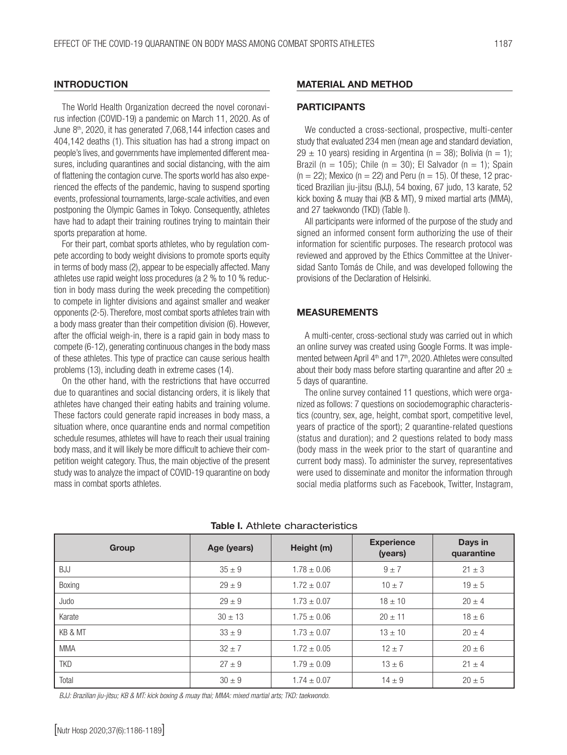## INTRODUCTION

The World Health Organization decreed the novel coronavirus infection (COVID-19) a pandemic on March 11, 2020. As of June 8th, 2020, it has generated 7,068,144 infection cases and 404,142 deaths (1). This situation has had a strong impact on people's lives, and governments have implemented different measures, including quarantines and social distancing, with the aim of flattening the contagion curve. The sports world has also experienced the effects of the pandemic, having to suspend sporting events, professional tournaments, large-scale activities, and even postponing the Olympic Games in Tokyo. Consequently, athletes have had to adapt their training routines trying to maintain their sports preparation at home.

For their part, combat sports athletes, who by regulation compete according to body weight divisions to promote sports equity in terms of body mass (2), appear to be especially affected. Many athletes use rapid weight loss procedures (a 2 % to 10 % reduction in body mass during the week preceding the competition) to compete in lighter divisions and against smaller and weaker opponents (2-5). Therefore, most combat sports athletes train with a body mass greater than their competition division (6). However, after the official weigh-in, there is a rapid gain in body mass to compete (6-12), generating continuous changes in the body mass of these athletes. This type of practice can cause serious health problems (13), including death in extreme cases (14).

On the other hand, with the restrictions that have occurred due to quarantines and social distancing orders, it is likely that athletes have changed their eating habits and training volume. These factors could generate rapid increases in body mass, a situation where, once quarantine ends and normal competition schedule resumes, athletes will have to reach their usual training body mass, and it will likely be more difficult to achieve their competition weight category. Thus, the main objective of the present study was to analyze the impact of COVID-19 quarantine on body mass in combat sports athletes.

## MATERIAL AND METHOD

### PARTICIPANTS

We conducted a cross-sectional, prospective, multi-center study that evaluated 234 men (mean age and standard deviation, 29 ± 10 years) residing in Argentina (n = 38); Bolivia (n = 1); Brazil (n = 105); Chile (n = 30); El Salvador (n = 1); Spain (n = 22); Mexico (n = 22) and Peru (n = 15). Of these, 12 practiced Brazilian jiu-jitsu (BJJ), 54 boxing, 67 judo, 13 karate, 52 kick boxing & muay thai (KB & MT), 9 mixed martial arts (MMA), and 27 taekwondo (TKD) (Table I).

All participants were informed of the purpose of the study and signed an informed consent form authorizing the use of their information for scientific purposes. The research protocol was reviewed and approved by the Ethics Committee at the Universidad Santo Tomás de Chile, and was developed following the provisions of the Declaration of Helsinki.

### MEASUREMENTS

A multi-center, cross-sectional study was carried out in which an online survey was created using Google Forms. It was implemented between April 4th and 17th, 2020. Athletes were consulted about their body mass before starting quarantine and after 20 ± 5 days of quarantine.

The online survey contained 11 questions, which were organized as follows: 7 questions on sociodemographic characteristics (country, sex, age, height, combat sport, competitive level, years of practice of the sport); 2 quarantine-related questions (status and duration); and 2 questions related to body mass (body mass in the week prior to the start of quarantine and current body mass). To administer the survey, representatives were used to disseminate and monitor the information through social media platforms such as Facebook, Twitter, Instagram,

**Table I.** Athlete characteristics

| Group | Age (years) | Height (m) | Experience (years) | Days in quarantine |
|---|---|---|---|---|
| BJJ | 35 ± 9 | 1.78 ± 0.06 | 9 ± 7 | 21 ± 3 |
| Boxing | 29 ± 9 | 1.72 ± 0.07 | 10 ± 7 | 19 ± 5 |
| Judo | 29 ± 9 | 1.73 ± 0.07 | 18 ± 10 | 20 ± 4 |
| Karate | 30 ± 13 | 1.75 ± 0.06 | 20 ± 11 | 18 ± 6 |
| KB & MT | 33 ± 9 | 1.73 ± 0.07 | 13 ± 10 | 20 ± 4 |
| MMA | 32 ± 7 | 1.72 ± 0.05 | 12 ± 7 | 20 ± 6 |
| TKD | 27 ± 9 | 1.79 ± 0.09 | 13 ± 6 | 21 ± 4 |
| Total | 30 ± 9 | 1.74 ± 0.07 | 14 ± 9 | 20 ± 5 |

*BJJ: Brazilian jiu-jitsu; KB & MT: kick boxing & muay thai; MMA: mixed martial arts; TKD: taekwondo.*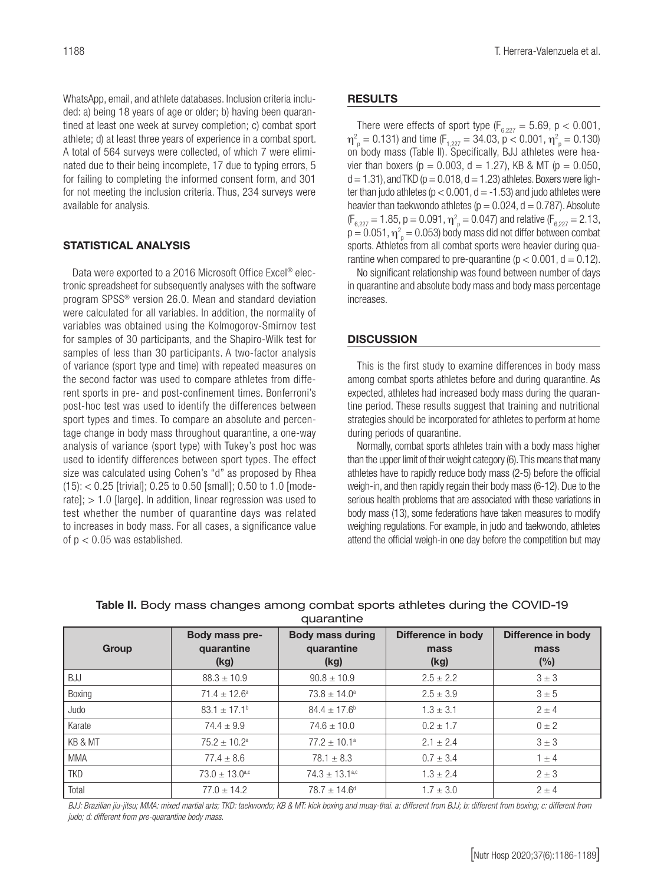WhatsApp, email, and athlete databases. Inclusion criteria included: a) being 18 years of age or older; b) having been quarantined at least one week at survey completion; c) combat sport athlete; d) at least three years of experience in a combat sport. A total of 564 surveys were collected, of which 7 were eliminated due to their being incomplete, 17 due to typing errors, 5 for failing to completing the informed consent form, and 301 for not meeting the inclusion criteria. Thus, 234 surveys were available for analysis.

## STATISTICAL ANALYSIS

Data were exported to a 2016 Microsoft Office Excel® electronic spreadsheet for subsequently analyses with the software program SPSS® version 26.0. Mean and standard deviation were calculated for all variables. In addition, the normality of variables was obtained using the Kolmogorov-Smirnov test for samples of 30 participants, and the Shapiro-Wilk test for samples of less than 30 participants. A two-factor analysis of variance (sport type and time) with repeated measures on the second factor was used to compare athletes from different sports in pre- and post-confinement times. Bonferroni's post-hoc test was used to identify the differences between sport types and times. To compare an absolute and percentage change in body mass throughout quarantine, a one-way analysis of variance (sport type) with Tukey's post hoc was used to identify differences between sport types. The effect size was calculated using Cohen's "d" as proposed by Rhea (15): < 0.25 [trivial]; 0.25 to 0.50 [small]; 0.50 to 1.0 [moderate]; > 1.0 [large]. In addition, linear regression was used to test whether the number of quarantine days was related to increases in body mass. For all cases, a significance value of $p < 0.05$ was established.

## RESULTS

There were effects of sport type ($F_{6,227} = 5.69$, $p < 0.001$, $\eta^2_p = 0.131$) and time ($F_{1,227} = 34.03$, $p < 0.001$, $\eta^2_p = 0.130$) on body mass (Table II). Specifically, BJJ athletes were heavier than boxers ($p = 0.003$, $d = 1.27$), KB & MT ($p = 0.050$, $d = 1.31$), and TKD ($p = 0.018$, $d = 1.23$) athletes. Boxers were lighter than judo athletes ($p < 0.001$, $d = -1.53$) and judo athletes were heavier than taekwondo athletes ($p = 0.024$, $d = 0.787$). Absolute ($F_{6,227} = 1.85$, $p = 0.091$, $\eta^2_p = 0.047$) and relative ($F_{6,227} = 2.13$, $p = 0.051$, $\eta^2_p = 0.053$) body mass did not differ between combat sports. Athletes from all combat sports were heavier during quarantine when compared to pre-quarantine ($p < 0.001$, $d = 0.12$).

No significant relationship was found between number of days in quarantine and absolute body mass and body mass percentage increases.

## DISCUSSION

This is the first study to examine differences in body mass among combat sports athletes before and during quarantine. As expected, athletes had increased body mass during the quarantine period. These results suggest that training and nutritional strategies should be incorporated for athletes to perform at home during periods of quarantine.

Normally, combat sports athletes train with a body mass higher than the upper limit of their weight category (6). This means that many athletes have to rapidly reduce body mass (2-5) before the official weigh-in, and then rapidly regain their body mass (6-12). Due to the serious health problems that are associated with these variations in body mass (13), some federations have taken measures to modify weighing regulations. For example, in judo and taekwondo, athletes attend the official weigh-in one day before the competition but may

**Table II.** Body mass changes among combat sports athletes during the COVID-19 quarantine

| Group | Body mass pre-quarantine (kg) | Body mass during quarantine (kg) | Difference in body mass (kg) | Difference in body mass (%) |
|---|---|---|---|---|
| BJJ | 88.3 ± 10.9 | 90.8 ± 10.9 | 2.5 ± 2.2 | 3 ± 3 |
| Boxing | 71.4 ± 12.6[a] | 73.8 ± 14.0[a] | 2.5 ± 3.9 | 3 ± 5 |
| Judo | 83.1 ± 17.1[b] | 84.4 ± 17.6[b] | 1.3 ± 3.1 | 2 ± 4 |
| Karate | 74.4 ± 9.9 | 74.6 ± 10.0 | 0.2 ± 1.7 | 0 ± 2 |
| KB & MT | 75.2 ± 10.2[a] | 77.2 ± 10.1[a] | 2.1 ± 2.4 | 3 ± 3 |
| MMA | 77.4 ± 8.6 | 78.1 ± 8.3 | 0.7 ± 3.4 | 1 ± 4 |
| TKD | 73.0 ± 13.0[a,c] | 74.3 ± 13.1[a,c] | 1.3 ± 2.4 | 2 ± 3 |
| Total | 77.0 ± 14.2 | 78.7 ± 14.6[d] | 1.7 ± 3.0 | 2 ± 4 |

*BJJ: Brazilian jiu-jitsu; MMA: mixed martial arts; TKD: taekwondo; KB & MT: kick boxing and muay-thai. a: different from BJJ; b: different from boxing; c: different from judo; d: different from pre-quarantine body mass.*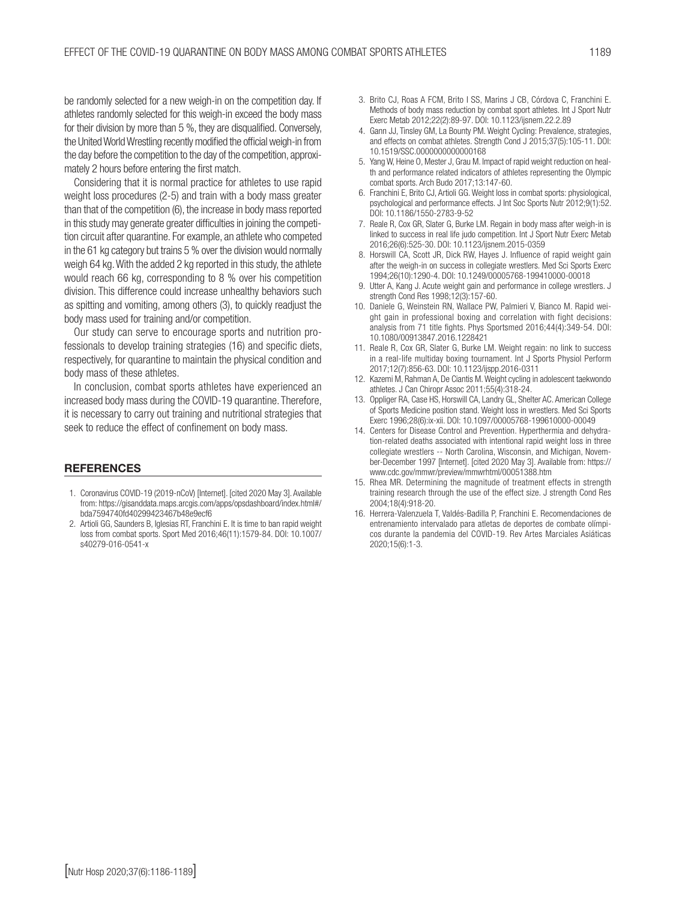be randomly selected for a new weigh-in on the competition day. If athletes randomly selected for this weigh-in exceed the body mass for their division by more than 5 %, they are disqualified. Conversely, the United World Wrestling recently modified the official weigh-in from the day before the competition to the day of the competition, approximately 2 hours before entering the first match.

Considering that it is normal practice for athletes to use rapid weight loss procedures (2-5) and train with a body mass greater than that of the competition (6), the increase in body mass reported in this study may generate greater difficulties in joining the competition circuit after quarantine. For example, an athlete who competed in the 61 kg category but trains 5 % over the division would normally weigh 64 kg. With the added 2 kg reported in this study, the athlete would reach 66 kg, corresponding to 8 % over his competition division. This difference could increase unhealthy behaviors such as spitting and vomiting, among others (3), to quickly readjust the body mass used for training and/or competition.

Our study can serve to encourage sports and nutrition professionals to develop training strategies (16) and specific diets, respectively, for quarantine to maintain the physical condition and body mass of these athletes.

In conclusion, combat sports athletes have experienced an increased body mass during the COVID-19 quarantine. Therefore, it is necessary to carry out training and nutritional strategies that seek to reduce the effect of confinement on body mass.

## REFERENCES

1. Coronavirus COVID-19 (2019-nCoV) [Internet]. [cited 2020 May 3]. Available from: https://gisanddata.maps.arcgis.com/apps/opsdashboard/index.html#/bda7594740fd40299423467b48e9ecf6
2. Artioli GG, Saunders B, Iglesias RT, Franchini E. It is time to ban rapid weight loss from combat sports. Sport Med 2016;46(11):1579-84. DOI: 10.1007/s40279-016-0541-x
3. Brito CJ, Roas A FCM, Brito I SS, Marins J CB, Córdova C, Franchini E. Methods of body mass reduction by combat sport athletes. Int J Sport Nutr Exerc Metab 2012;22(2):89-97. DOI: 10.1123/ijsnem.22.2.89
4. Gann JJ, Tinsley GM, La Bounty PM. Weight Cycling: Prevalence, strategies, and effects on combat athletes. Strength Cond J 2015;37(5):105-11. DOI: 10.1519/SSC.0000000000000168
5. Yang W, Heine O, Mester J, Grau M. Impact of rapid weight reduction on health and performance related indicators of athletes representing the Olympic combat sports. Arch Budo 2017;13:147-60.
6. Franchini E, Brito CJ, Artioli GG. Weight loss in combat sports: physiological, psychological and performance effects. J Int Soc Sports Nutr 2012;9(1):52. DOI: 10.1186/1550-2783-9-52
7. Reale R, Cox GR, Slater G, Burke LM. Regain in body mass after weigh-in is linked to success in real life judo competition. Int J Sport Nutr Exerc Metab 2016;26(6):525-30. DOI: 10.1123/ijsnem.2015-0359
8. Horswill CA, Scott JR, Dick RW, Hayes J. Influence of rapid weight gain after the weigh-in on success in collegiate wrestlers. Med Sci Sports Exerc 1994;26(10):1290-4. DOI: 10.1249/00005768-199410000-00018
9. Utter A, Kang J. Acute weight gain and performance in college wrestlers. J strength Cond Res 1998;12(3):157-60.
10. Daniele G, Weinstein RN, Wallace PW, Palmieri V, Bianco M. Rapid weight gain in professional boxing and correlation with fight decisions: analysis from 71 title fights. Phys Sportsmed 2016;44(4):349-54. DOI: 10.1080/00913847.2016.1228421
11. Reale R, Cox GR, Slater G, Burke LM. Weight regain: no link to success in a real-life multiday boxing tournament. Int J Sports Physiol Perform 2017;12(7):856-63. DOI: 10.1123/ijspp.2016-0311
12. Kazemi M, Rahman A, De Ciantis M. Weight cycling in adolescent taekwondo athletes. J Can Chiropr Assoc 2011;55(4):318-24.
13. Oppliger RA, Case HS, Horswill CA, Landry GL, Shelter AC. American College of Sports Medicine position stand. Weight loss in wrestlers. Med Sci Sports Exerc 1996;28(6):ix-xii. DOI: 10.1097/00005768-199610000-00049
14. Centers for Disease Control and Prevention. Hyperthermia and dehydration-related deaths associated with intentional rapid weight loss in three collegiate wrestlers -- North Carolina, Wisconsin, and Michigan, November-December 1997 [Internet]. [cited 2020 May 3]. Available from: https://www.cdc.gov/mmwr/preview/mmwrhtml/00051388.htm
15. Rhea MR. Determining the magnitude of treatment effects in strength training research through the use of the effect size. J strength Cond Res 2004;18(4):918-20.
16. Herrera-Valenzuela T, Valdés-Badilla P, Franchini E. Recomendaciones de entrenamiento intervalado para atletas de deportes de combate olímpicos durante la pandemia del COVID-19. Rev Artes Marciales Asiáticas 2020;15(6):1-3.